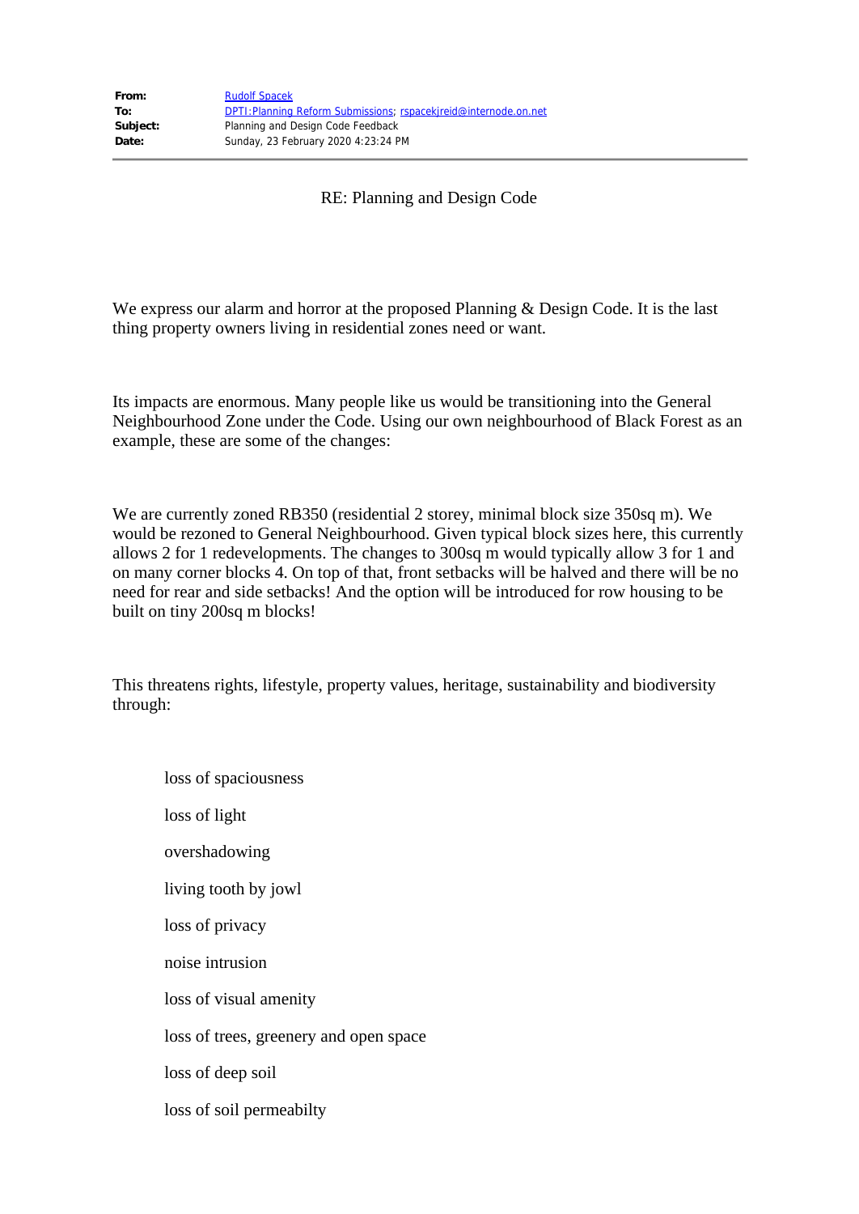| | |
|---|---|
| **From:** | Rudolf Spacek |
| **To:** | DPTI:Planning Reform Submissions; rspacekjreid@internode.on.net |
| **Subject:** | Planning and Design Code Feedback |
| **Date:** | Sunday, 23 February 2020 4:23:24 PM |

RE: Planning and Design Code

We express our alarm and horror at the proposed Planning & Design Code. It is the last thing property owners living in residential zones need or want.

Its impacts are enormous. Many people like us would be transitioning into the General Neighbourhood Zone under the Code. Using our own neighbourhood of Black Forest as an example, these are some of the changes:

We are currently zoned RB350 (residential 2 storey, minimal block size 350sq m). We would be rezoned to General Neighbourhood. Given typical block sizes here, this currently allows 2 for 1 redevelopments. The changes to 300sq m would typically allow 3 for 1 and on many corner blocks 4. On top of that, front setbacks will be halved and there will be no need for rear and side setbacks! And the option will be introduced for row housing to be built on tiny 200sq m blocks!

This threatens rights, lifestyle, property values, heritage, sustainability and biodiversity through:

- loss of spaciousness
- loss of light
- overshadowing
- living tooth by jowl
- loss of privacy
- noise intrusion
- loss of visual amenity
- loss of trees, greenery and open space
- loss of deep soil
- loss of soil permeabilty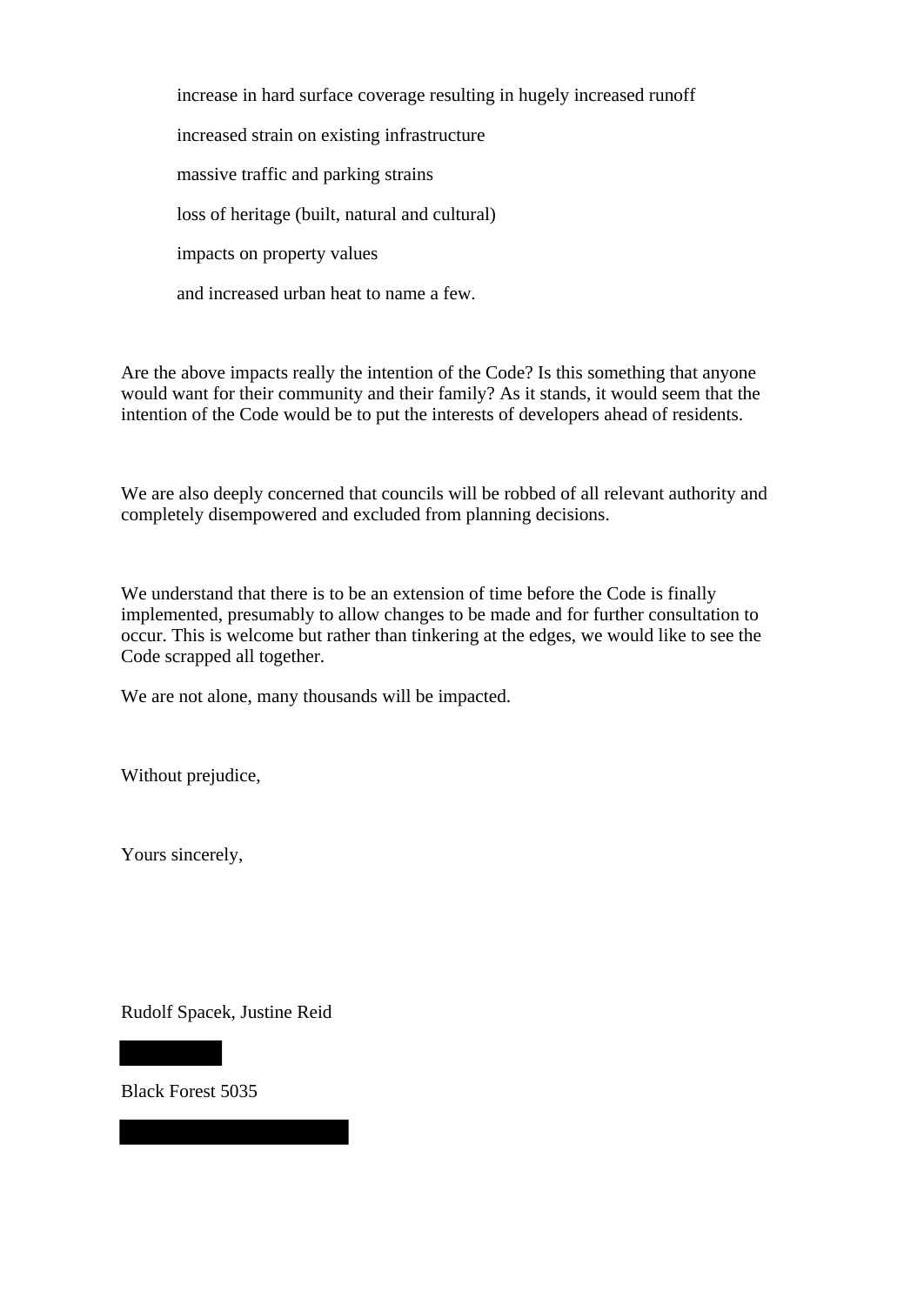- increase in hard surface coverage resulting in hugely increased runoff
- increased strain on existing infrastructure
- massive traffic and parking strains
- loss of heritage (built, natural and cultural)
- impacts on property values
- and increased urban heat to name a few.

Are the above impacts really the intention of the Code? Is this something that anyone would want for their community and their family? As it stands, it would seem that the intention of the Code would be to put the interests of developers ahead of residents.

We are also deeply concerned that councils will be robbed of all relevant authority and completely disempowered and excluded from planning decisions.

We understand that there is to be an extension of time before the Code is finally implemented, presumably to allow changes to be made and for further consultation to occur. This is welcome but rather than tinkering at the edges, we would like to see the Code scrapped all together.

We are not alone, many thousands will be impacted.

Without prejudice,

Yours sincerely,

Rudolf Spacek, Justine Reid

Black Forest 5035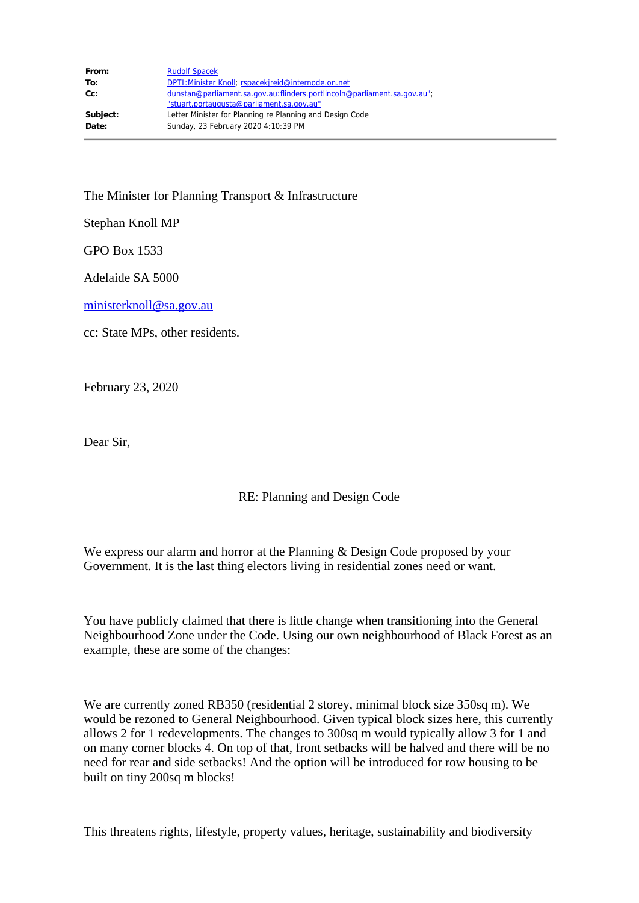| | |
|---|---|
| **From:** | Rudolf Spacek |
| **To:** | DPTI:Minister Knoll; rspacekjreid@internode.on.net |
| **Cc:** | dunstan@parliament.sa.gov.au;flinders.portlincoln@parliament.sa.gov.au"; "stuart.portaugusta@parliament.sa.gov.au" |
| **Subject:** | Letter Minister for Planning re Planning and Design Code |
| **Date:** | Sunday, 23 February 2020 4:10:39 PM |

The Minister for Planning Transport & Infrastructure

Stephan Knoll MP

GPO Box 1533

Adelaide SA 5000

ministerknoll@sa.gov.au

cc: State MPs, other residents.

February 23, 2020

Dear Sir,

RE: Planning and Design Code

We express our alarm and horror at the Planning & Design Code proposed by your Government. It is the last thing electors living in residential zones need or want.

You have publicly claimed that there is little change when transitioning into the General Neighbourhood Zone under the Code. Using our own neighbourhood of Black Forest as an example, these are some of the changes:

We are currently zoned RB350 (residential 2 storey, minimal block size 350sq m). We would be rezoned to General Neighbourhood. Given typical block sizes here, this currently allows 2 for 1 redevelopments. The changes to 300sq m would typically allow 3 for 1 and on many corner blocks 4. On top of that, front setbacks will be halved and there will be no need for rear and side setbacks! And the option will be introduced for row housing to be built on tiny 200sq m blocks!

This threatens rights, lifestyle, property values, heritage, sustainability and biodiversity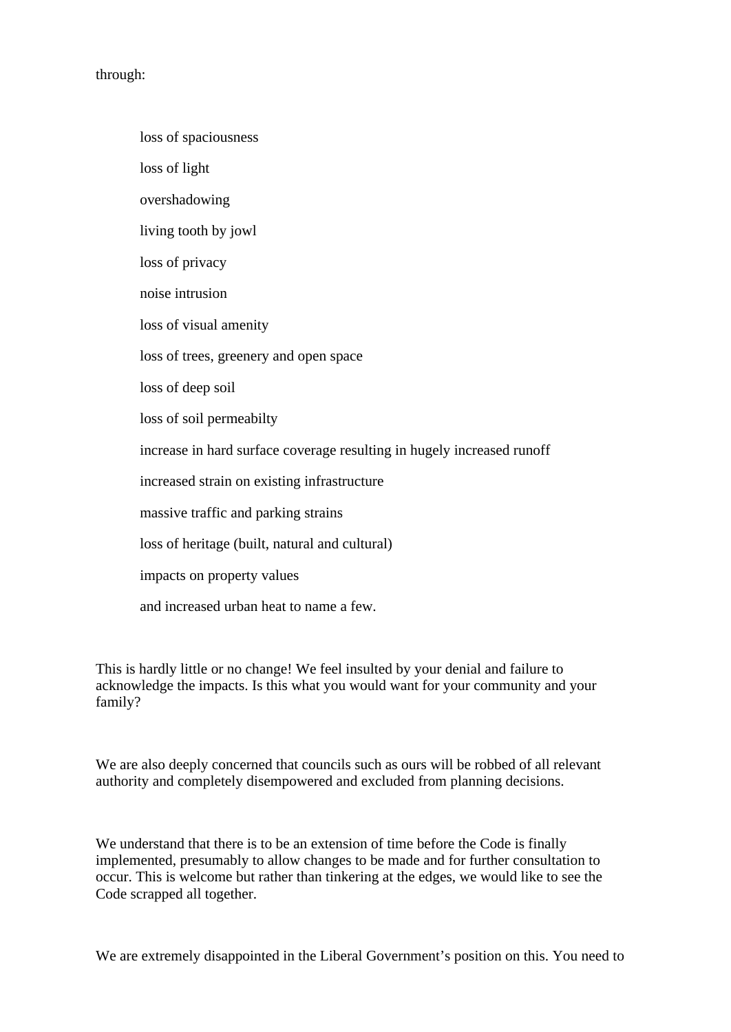through:

- loss of spaciousness
- loss of light
- overshadowing
- living tooth by jowl
- loss of privacy
- noise intrusion
- loss of visual amenity
- loss of trees, greenery and open space
- loss of deep soil
- loss of soil permeabilty
- increase in hard surface coverage resulting in hugely increased runoff
- increased strain on existing infrastructure
- massive traffic and parking strains
- loss of heritage (built, natural and cultural)
- impacts on property values
- and increased urban heat to name a few.

This is hardly little or no change! We feel insulted by your denial and failure to acknowledge the impacts. Is this what you would want for your community and your family?

We are also deeply concerned that councils such as ours will be robbed of all relevant authority and completely disempowered and excluded from planning decisions.

We understand that there is to be an extension of time before the Code is finally implemented, presumably to allow changes to be made and for further consultation to occur. This is welcome but rather than tinkering at the edges, we would like to see the Code scrapped all together.

We are extremely disappointed in the Liberal Government's position on this. You need to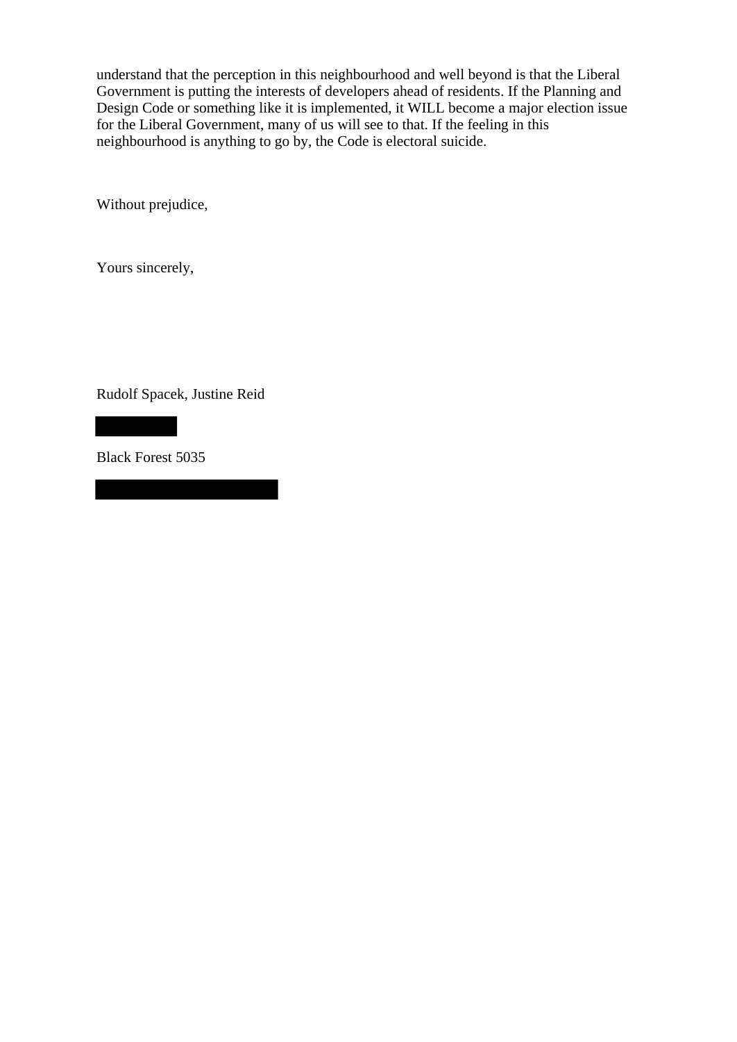understand that the perception in this neighbourhood and well beyond is that the Liberal Government is putting the interests of developers ahead of residents. If the Planning and Design Code or something like it is implemented, it WILL become a major election issue for the Liberal Government, many of us will see to that. If the feeling in this neighbourhood is anything to go by, the Code is electoral suicide.

Without prejudice,

Yours sincerely,

Rudolf Spacek, Justine Reid

Black Forest 5035